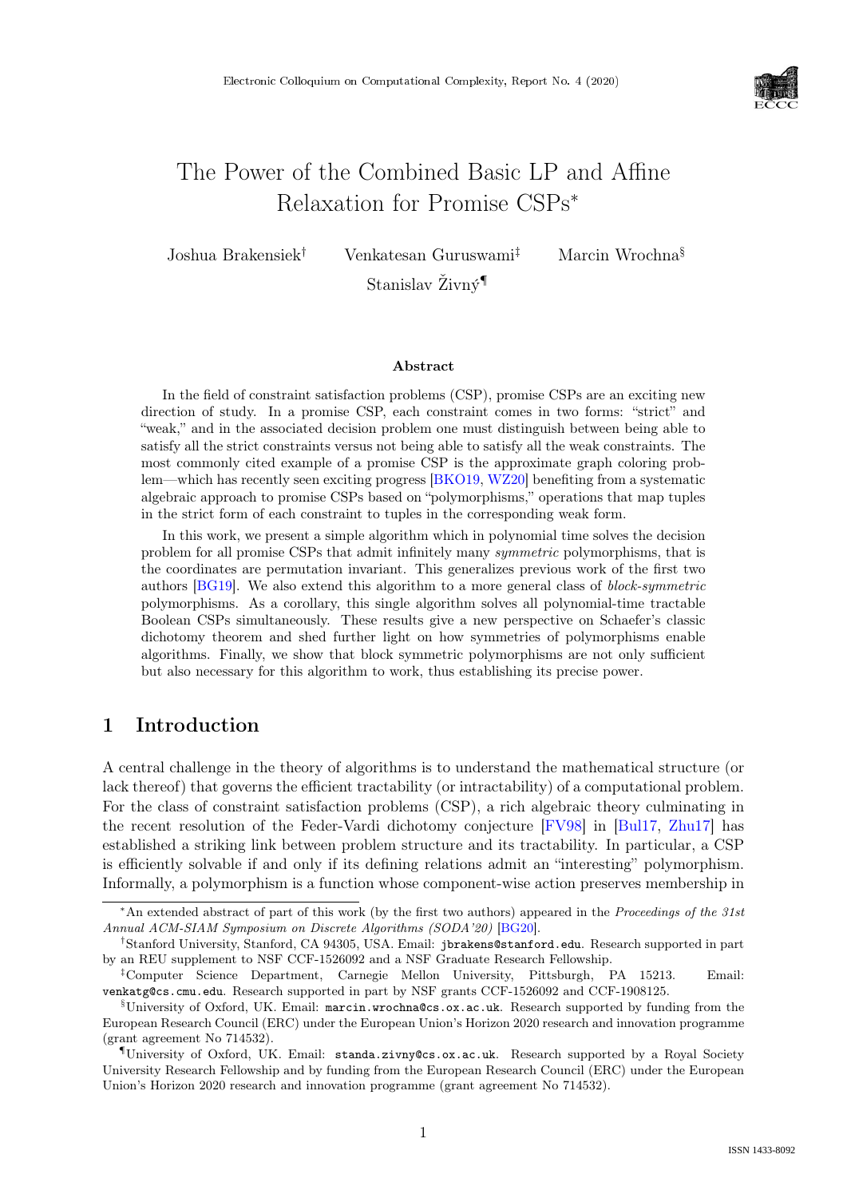Electronic Colloquium on Computational Complexity, Report No. 4 (2020)

# The Power of the Combined Basic LP and Affine Relaxation for Promise CSPs*

Joshua Brakensiek[†] Venkatesan Guruswami[‡] Marcin Wrochna[§]
Stanislav Živný[¶]

## Abstract

In the field of constraint satisfaction problems (CSP), promise CSPs are an exciting new direction of study. In a promise CSP, each constraint comes in two forms: "strict" and "weak," and in the associated decision problem one must distinguish between being able to satisfy all the strict constraints versus not being able to satisfy all the weak constraints. The most commonly cited example of a promise CSP is the approximate graph coloring problem—which has recently seen exciting progress [BKO19, WZ20] benefiting from a systematic algebraic approach to promise CSPs based on "polymorphisms," operations that map tuples in the strict form of each constraint to tuples in the corresponding weak form.

In this work, we present a simple algorithm which in polynomial time solves the decision problem for all promise CSPs that admit infinitely many *symmetric* polymorphisms, that is the coordinates are permutation invariant. This generalizes previous work of the first two authors [BG19]. We also extend this algorithm to a more general class of *block-symmetric* polymorphisms. As a corollary, this single algorithm solves all polynomial-time tractable Boolean CSPs simultaneously. These results give a new perspective on Schaefer's classic dichotomy theorem and shed further light on how symmetries of polymorphisms enable algorithms. Finally, we show that block symmetric polymorphisms are not only sufficient but also necessary for this algorithm to work, thus establishing its precise power.

## 1 Introduction

A central challenge in the theory of algorithms is to understand the mathematical structure (or lack thereof) that governs the efficient tractability (or intractability) of a computational problem. For the class of constraint satisfaction problems (CSP), a rich algebraic theory culminating in the recent resolution of the Feder-Vardi dichotomy conjecture [FV98] in [Bul17, Zhu17] has established a striking link between problem structure and its tractability. In particular, a CSP is efficiently solvable if and only if its defining relations admit an "interesting" polymorphism. Informally, a polymorphism is a function whose component-wise action preserves membership in

---

*An extended abstract of part of this work (by the first two authors) appeared in the *Proceedings of the 31st Annual ACM-SIAM Symposium on Discrete Algorithms (SODA'20)* [BG20].

†Stanford University, Stanford, CA 94305, USA. Email: jbrakens@stanford.edu. Research supported in part by an REU supplement to NSF CCF-1526092 and a NSF Graduate Research Fellowship.

‡Computer Science Department, Carnegie Mellon University, Pittsburgh, PA 15213. Email: venkatg@cs.cmu.edu. Research supported in part by NSF grants CCF-1526092 and CCF-1908125.

§University of Oxford, UK. Email: marcin.wrochna@cs.ox.ac.uk. Research supported by funding from the European Research Council (ERC) under the European Union's Horizon 2020 research and innovation programme (grant agreement No 714532).

¶University of Oxford, UK. Email: standa.zivny@cs.ox.ac.uk. Research supported by a Royal Society University Research Fellowship and by funding from the European Research Council (ERC) under the European Union's Horizon 2020 research and innovation programme (grant agreement No 714532).

ISSN 1433-8092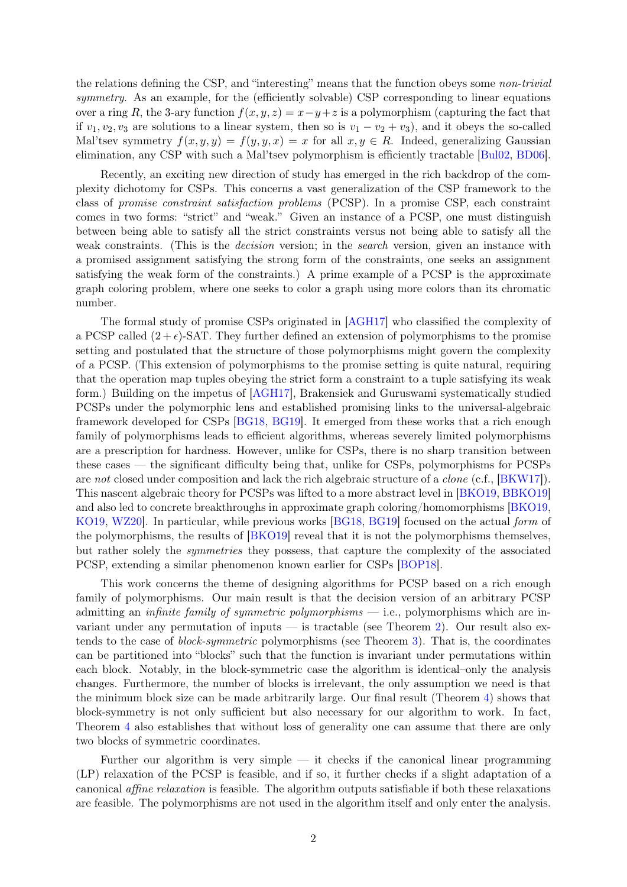the relations defining the CSP, and "interesting" means that the function obeys some *non-trivial symmetry*. As an example, for the (efficiently solvable) CSP corresponding to linear equations over a ring $R$, the 3-ary function $f(x,y,z) = x - y + z$ is a polymorphism (capturing the fact that if $v_1, v_2, v_3$ are solutions to a linear system, then so is $v_1 - v_2 + v_3$), and it obeys the so-called Mal'tsev symmetry $f(x,y,y) = f(y,y,x) = x$ for all $x, y \in R$. Indeed, generalizing Gaussian elimination, any CSP with such a Mal'tsev polymorphism is efficiently tractable [Bul02, BD06].

Recently, an exciting new direction of study has emerged in the rich backdrop of the complexity dichotomy for CSPs. This concerns a vast generalization of the CSP framework to the class of *promise constraint satisfaction problems* (PCSP). In a promise CSP, each constraint comes in two forms: "strict" and "weak." Given an instance of a PCSP, one must distinguish between being able to satisfy all the strict constraints versus not being able to satisfy all the weak constraints. (This is the *decision* version; in the *search* version, given an instance with a promised assignment satisfying the strong form of the constraints, one seeks an assignment satisfying the weak form of the constraints.) A prime example of a PCSP is the approximate graph coloring problem, where one seeks to color a graph using more colors than its chromatic number.

The formal study of promise CSPs originated in [AGH17] who classified the complexity of a PCSP called $(2+\epsilon)$-SAT. They further defined an extension of polymorphisms to the promise setting and postulated that the structure of those polymorphisms might govern the complexity of a PCSP. (This extension of polymorphisms to the promise setting is quite natural, requiring that the operation map tuples obeying the strict form a constraint to a tuple satisfying its weak form.) Building on the impetus of [AGH17], Brakensiek and Guruswami systematically studied PCSPs under the polymorphic lens and established promising links to the universal-algebraic framework developed for CSPs [BG18, BG19]. It emerged from these works that a rich enough family of polymorphisms leads to efficient algorithms, whereas severely limited polymorphisms are a prescription for hardness. However, unlike for CSPs, there is no sharp transition between these cases — the significant difficulty being that, unlike for CSPs, polymorphisms for PCSPs are *not* closed under composition and lack the rich algebraic structure of a *clone* (c.f., [BKW17]). This nascent algebraic theory for PCSPs was lifted to a more abstract level in [BKO19, BBKO19] and also led to concrete breakthroughs in approximate graph coloring/homomorphisms [BKO19, KO19, WZ20]. In particular, while previous works [BG18, BG19] focused on the actual *form* of the polymorphisms, the results of [BKO19] reveal that it is not the polymorphisms themselves, but rather solely the *symmetries* they possess, that capture the complexity of the associated PCSP, extending a similar phenomenon known earlier for CSPs [BOP18].

This work concerns the theme of designing algorithms for PCSP based on a rich enough family of polymorphisms. Our main result is that the decision version of an arbitrary PCSP admitting an *infinite family of symmetric polymorphisms* — i.e., polymorphisms which are invariant under any permutation of inputs — is tractable (see Theorem 2). Our result also extends to the case of *block-symmetric* polymorphisms (see Theorem 3). That is, the coordinates can be partitioned into "blocks" such that the function is invariant under permutations within each block. Notably, in the block-symmetric case the algorithm is identical–only the analysis changes. Furthermore, the number of blocks is irrelevant, the only assumption we need is that the minimum block size can be made arbitrarily large. Our final result (Theorem 4) shows that block-symmetry is not only sufficient but also necessary for our algorithm to work. In fact, Theorem 4 also establishes that without loss of generality one can assume that there are only two blocks of symmetric coordinates.

Further our algorithm is very simple — it checks if the canonical linear programming (LP) relaxation of the PCSP is feasible, and if so, it further checks if a slight adaptation of a canonical *affine relaxation* is feasible. The algorithm outputs satisfiable if both these relaxations are feasible. The polymorphisms are not used in the algorithm itself and only enter the analysis.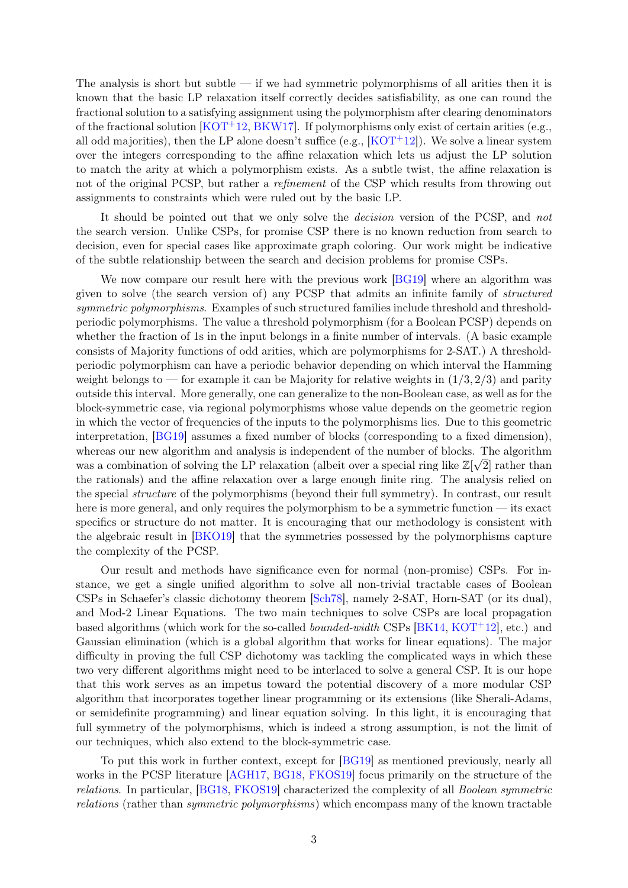The analysis is short but subtle — if we had symmetric polymorphisms of all arities then it is known that the basic LP relaxation itself correctly decides satisfiability, as one can round the fractional solution to a satisfying assignment using the polymorphism after clearing denominators of the fractional solution [KOT+12, BKW17]. If polymorphisms only exist of certain arities (e.g., all odd majorities), then the LP alone doesn't suffice (e.g., [KOT+12]). We solve a linear system over the integers corresponding to the affine relaxation which lets us adjust the LP solution to match the arity at which a polymorphism exists. As a subtle twist, the affine relaxation is not of the original PCSP, but rather a *refinement* of the CSP which results from throwing out assignments to constraints which were ruled out by the basic LP.

It should be pointed out that we only solve the *decision* version of the PCSP, and *not* the search version. Unlike CSPs, for promise CSP there is no known reduction from search to decision, even for special cases like approximate graph coloring. Our work might be indicative of the subtle relationship between the search and decision problems for promise CSPs.

We now compare our result here with the previous work [BG19] where an algorithm was given to solve (the search version of) any PCSP that admits an infinite family of *structured symmetric polymorphisms*. Examples of such structured families include threshold and threshold-periodic polymorphisms. The value a threshold polymorphism (for a Boolean PCSP) depends on whether the fraction of 1s in the input belongs in a finite number of intervals. (A basic example consists of Majority functions of odd arities, which are polymorphisms for 2-SAT.) A threshold-periodic polymorphism can have a periodic behavior depending on which interval the Hamming weight belongs to — for example it can be Majority for relative weights in $(1/3, 2/3)$ and parity outside this interval. More generally, one can generalize to the non-Boolean case, as well as for the block-symmetric case, via regional polymorphisms whose value depends on the geometric region in which the vector of frequencies of the inputs to the polymorphisms lies. Due to this geometric interpretation, [BG19] assumes a fixed number of blocks (corresponding to a fixed dimension), whereas our new algorithm and analysis is independent of the number of blocks. The algorithm was a combination of solving the LP relaxation (albeit over a special ring like $\mathbb{Z}[\sqrt{2}]$ rather than the rationals) and the affine relaxation over a large enough finite ring. The analysis relied on the special *structure* of the polymorphisms (beyond their full symmetry). In contrast, our result here is more general, and only requires the polymorphism to be a symmetric function — its exact specifics or structure do not matter. It is encouraging that our methodology is consistent with the algebraic result in [BKO19] that the symmetries possessed by the polymorphisms capture the complexity of the PCSP.

Our result and methods have significance even for normal (non-promise) CSPs. For instance, we get a single unified algorithm to solve all non-trivial tractable cases of Boolean CSPs in Schaefer's classic dichotomy theorem [Sch78], namely 2-SAT, Horn-SAT (or its dual), and Mod-2 Linear Equations. The two main techniques to solve CSPs are local propagation based algorithms (which work for the so-called *bounded-width* CSPs [BK14, KOT+12], etc.) and Gaussian elimination (which is a global algorithm that works for linear equations). The major difficulty in proving the full CSP dichotomy was tackling the complicated ways in which these two very different algorithms might need to be interlaced to solve a general CSP. It is our hope that this work serves as an impetus toward the potential discovery of a more modular CSP algorithm that incorporates together linear programming or its extensions (like Sherali-Adams, or semidefinite programming) and linear equation solving. In this light, it is encouraging that full symmetry of the polymorphisms, which is indeed a strong assumption, is not the limit of our techniques, which also extend to the block-symmetric case.

To put this work in further context, except for [BG19] as mentioned previously, nearly all works in the PCSP literature [AGH17, BG18, FKOS19] focus primarily on the structure of the *relations*. In particular, [BG18, FKOS19] characterized the complexity of all *Boolean symmetric relations* (rather than *symmetric polymorphisms*) which encompass many of the known tractable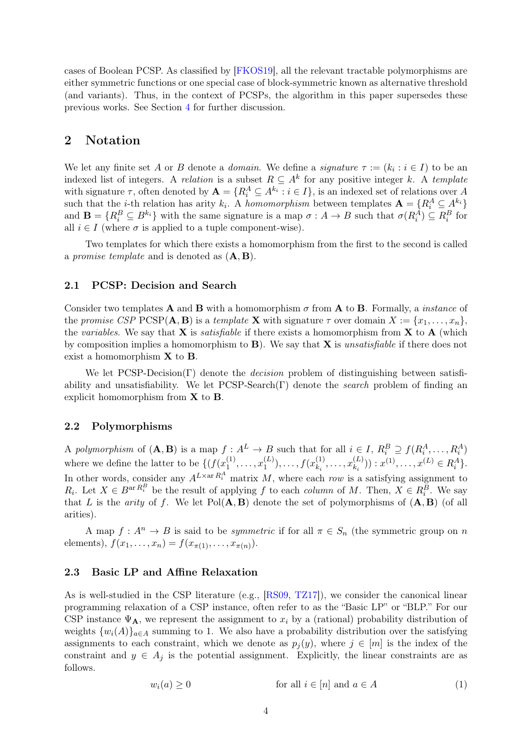cases of Boolean PCSP. As classified by [FKOS19], all the relevant tractable polymorphisms are either symmetric functions or one special case of block-symmetric known as alternative threshold (and variants). Thus, in the context of PCSPs, the algorithm in this paper supersedes these previous works. See Section 4 for further discussion.

## 2 Notation

We let any finite set $A$ or $B$ denote a *domain*. We define a *signature* $\tau := (k_i : i \in I)$ to be an indexed list of integers. A *relation* is a subset $R \subseteq A^k$ for any positive integer $k$. A *template* with signature $\tau$, often denoted by $\mathbf{A} = \{R_i^A \subseteq A^{k_i} : i \in I\}$, is an indexed set of relations over $A$ such that the $i$-th relation has arity $k_i$. A *homomorphism* between templates $\mathbf{A} = \{R_i^A \subseteq A^{k_i}\}$ and $\mathbf{B} = \{R_i^B \subseteq B^{k_i}\}$ with the same signature is a map $\sigma : A \to B$ such that $\sigma(R_i^A) \subseteq R_i^B$ for all $i \in I$ (where $\sigma$ is applied to a tuple component-wise).

Two templates for which there exists a homomorphism from the first to the second is called a *promise template* and is denoted as $(\mathbf{A}, \mathbf{B})$.

### 2.1 PCSP: Decision and Search

Consider two templates $\mathbf{A}$ and $\mathbf{B}$ with a homomorphism $\sigma$ from $\mathbf{A}$ to $\mathbf{B}$. Formally, a *instance* of the *promise CSP* $\mathrm{PCSP}(\mathbf{A}, \mathbf{B})$ is a *template* $\mathbf{X}$ with signature $\tau$ over domain $X := \{x_1, \ldots, x_n\}$, the *variables*. We say that $\mathbf{X}$ is *satisfiable* if there exists a homomorphism from $\mathbf{X}$ to $\mathbf{A}$ (which by composition implies a homomorphism to $\mathbf{B}$). We say that $\mathbf{X}$ is *unsatisfiable* if there does not exist a homomorphism $\mathbf{X}$ to $\mathbf{B}$.

We let PCSP-Decision($\Gamma$) denote the *decision* problem of distinguishing between satisfiability and unsatisfiability. We let PCSP-Search($\Gamma$) denote the *search* problem of finding an explicit homomorphism from $\mathbf{X}$ to $\mathbf{B}$.

### 2.2 Polymorphisms

A *polymorphism* of $(\mathbf{A}, \mathbf{B})$ is a map $f : A^L \to B$ such that for all $i \in I$, $R_i^B \supseteq f(R_i^A, \ldots, R_i^A)$ where we define the latter to be $\{(f(x_1^{(1)}, \ldots, x_1^{(L)}), \ldots, f(x_{k_i}^{(1)}, \ldots, x_{k_i}^{(L)})) : x^{(1)}, \ldots, x^{(L)} \in R_i^A\}$. In other words, consider any $A^{L \times \operatorname{ar} R_i^A}$ matrix $M$, where each *row* is a satisfying assignment to $R_i$. Let $X \in B^{\operatorname{ar} R_i^B}$ be the result of applying $f$ to each *column* of $M$. Then, $X \in R_i^B$. We say that $L$ is the *arity* of $f$. We let $\mathrm{Pol}(\mathbf{A}, \mathbf{B})$ denote the set of polymorphisms of $(\mathbf{A}, \mathbf{B})$ (of all arities).

A map $f : A^n \to B$ is said to be *symmetric* if for all $\pi \in S_n$ (the symmetric group on $n$ elements), $f(x_1, \ldots, x_n) = f(x_{\pi(1)}, \ldots, x_{\pi(n)})$.

### 2.3 Basic LP and Affine Relaxation

As is well-studied in the CSP literature (e.g., [RS09, TZ17]), we consider the canonical linear programming relaxation of a CSP instance, often refer to as the "Basic LP" or "BLP." For our CSP instance $\Psi_{\mathbf{A}}$, we represent the assignment to $x_i$ by a (rational) probability distribution of weights $\{w_i(A)\}_{a \in A}$ summing to 1. We also have a probability distribution over the satisfying assignments to each constraint, which we denote as $p_j(y)$, where $j \in [m]$ is the index of the constraint and $y \in A_j$ is the potential assignment. Explicitly, the linear constraints are as follows.

$$w_i(a) \geq 0 \qquad\qquad \text{for all } i \in [n] \text{ and } a \in A \tag{1}$$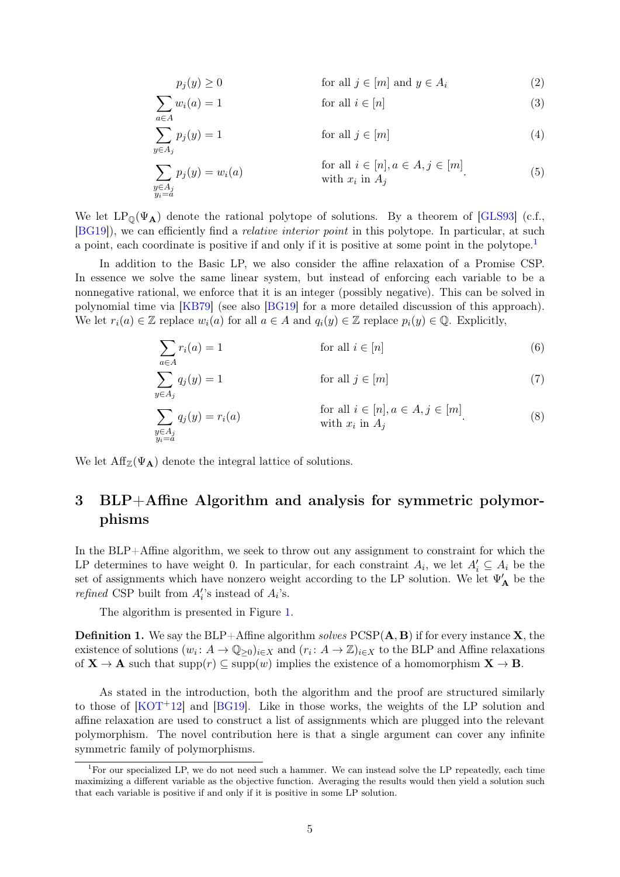$$p_j(y) \geq 0 \qquad \text{for all } j \in [m] \text{ and } y \in A_i \tag{2}$$

$$\sum_{a \in A} w_i(a) = 1 \qquad \text{for all } i \in [n] \tag{3}$$

$$\sum_{y \in A_j} p_j(y) = 1 \qquad \text{for all } j \in [m] \tag{4}$$

$$\sum_{\substack{y \in A_j \\ y_i = a}} p_j(y) = w_i(a) \qquad \text{for all } i \in [n], a \in A, j \in [m] \text{ with } x_i \text{ in } A_j. \tag{5}$$

We let $\mathrm{LP}_{\mathbb{Q}}(\Psi_{\mathbf{A}})$ denote the rational polytope of solutions. By a theorem of [GLS93] (c.f., [BG19]), we can efficiently find a *relative interior point* in this polytope. In particular, at such a point, each coordinate is positive if and only if it is positive at some point in the polytope.[1]

In addition to the Basic LP, we also consider the affine relaxation of a Promise CSP. In essence we solve the same linear system, but instead of enforcing each variable to be a nonnegative rational, we enforce that it is an integer (possibly negative). This can be solved in polynomial time via [KB79] (see also [BG19] for a more detailed discussion of this approach). We let $r_i(a) \in \mathbb{Z}$ replace $w_i(a)$ for all $a \in A$ and $q_i(y) \in \mathbb{Z}$ replace $p_i(y) \in \mathbb{Q}$. Explicitly,

$$\sum_{a \in A} r_i(a) = 1 \qquad \text{for all } i \in [n] \tag{6}$$

$$\sum_{y \in A_j} q_j(y) = 1 \qquad \text{for all } j \in [m] \tag{7}$$

$$\sum_{\substack{y \in A_j \\ y_i = a}} q_j(y) = r_i(a) \qquad \text{for all } i \in [n], a \in A, j \in [m] \text{ with } x_i \text{ in } A_j. \tag{8}$$

We let $\mathrm{Aff}_{\mathbb{Z}}(\Psi_{\mathbf{A}})$ denote the integral lattice of solutions.

# 3 BLP+Affine Algorithm and analysis for symmetric polymorphisms

In the BLP+Affine algorithm, we seek to throw out any assignment to constraint for which the LP determines to have weight 0. In particular, for each constraint $A_i$, we let $A'_i \subseteq A_i$ be the set of assignments which have nonzero weight according to the LP solution. We let $\Psi'_{\mathbf{A}}$ be the *refined* CSP built from $A'_i$'s instead of $A_i$'s.

The algorithm is presented in Figure 1.

**Definition 1.** We say the BLP+Affine algorithm *solves* $\mathrm{PCSP}(\mathbf{A}, \mathbf{B})$ if for every instance $\mathbf{X}$, the existence of solutions $(w_i \colon A \to \mathbb{Q}_{\geq 0})_{i \in X}$ and $(r_i \colon A \to \mathbb{Z})_{i \in X}$ to the BLP and Affine relaxations of $\mathbf{X} \to \mathbf{A}$ such that $\mathrm{supp}(r) \subseteq \mathrm{supp}(w)$ implies the existence of a homomorphism $\mathbf{X} \to \mathbf{B}$.

As stated in the introduction, both the algorithm and the proof are structured similarly to those of [KOT+12] and [BG19]. Like in those works, the weights of the LP solution and affine relaxation are used to construct a list of assignments which are plugged into the relevant polymorphism. The novel contribution here is that a single argument can cover any infinite symmetric family of polymorphisms.

[1] For our specialized LP, we do not need such a hammer. We can instead solve the LP repeatedly, each time maximizing a different variable as the objective function. Averaging the results would then yield a solution such that each variable is positive if and only if it is positive in some LP solution.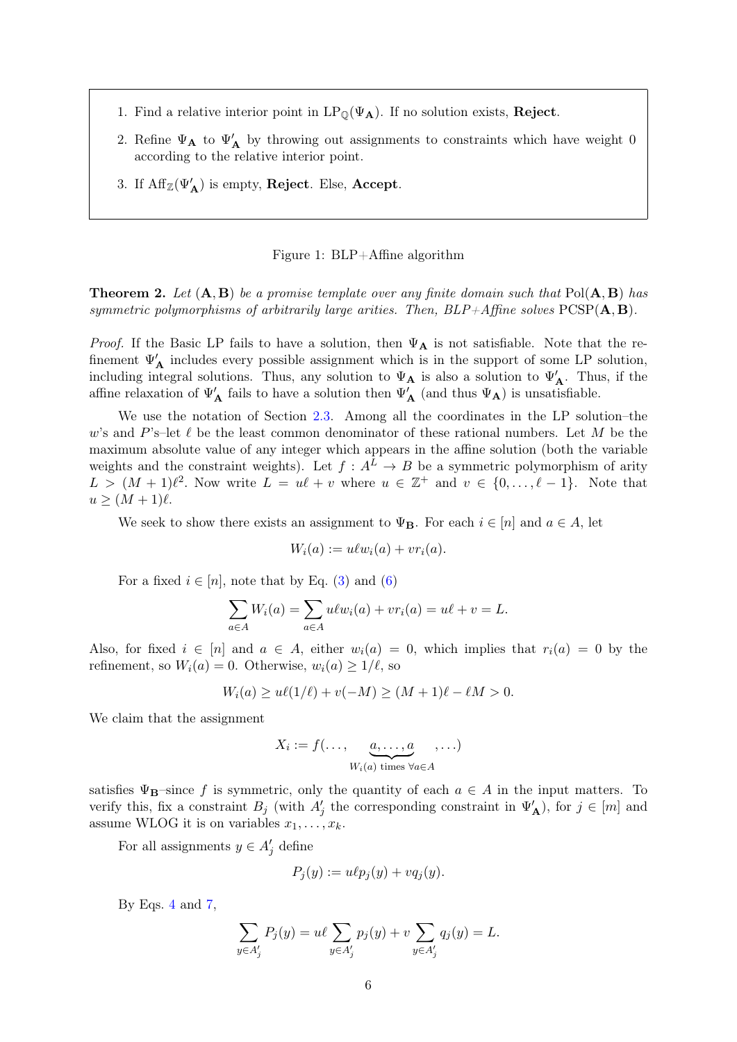1. Find a relative interior point in $\mathrm{LP}_{\mathbb{Q}}(\Psi_{\mathbf{A}})$. If no solution exists, **Reject**.
2. Refine $\Psi_{\mathbf{A}}$ to $\Psi'_{\mathbf{A}}$ by throwing out assignments to constraints which have weight 0 according to the relative interior point.
3. If $\mathrm{Aff}_{\mathbb{Z}}(\Psi'_{\mathbf{A}})$ is empty, **Reject**. Else, **Accept**.

Figure 1: BLP+Affine algorithm

**Theorem 2.** *Let $(\mathbf{A}, \mathbf{B})$ be a promise template over any finite domain such that $\mathrm{Pol}(\mathbf{A}, \mathbf{B})$ has symmetric polymorphisms of arbitrarily large arities. Then, BLP+Affine solves $\mathrm{PCSP}(\mathbf{A}, \mathbf{B})$.*

*Proof.* If the Basic LP fails to have a solution, then $\Psi_{\mathbf{A}}$ is not satisfiable. Note that the refinement $\Psi'_{\mathbf{A}}$ includes every possible assignment which is in the support of some LP solution, including integral solutions. Thus, any solution to $\Psi_{\mathbf{A}}$ is also a solution to $\Psi'_{\mathbf{A}}$. Thus, if the affine relaxation of $\Psi'_{\mathbf{A}}$ fails to have a solution then $\Psi'_{\mathbf{A}}$ (and thus $\Psi_{\mathbf{A}}$) is unsatisfiable.

We use the notation of Section 2.3. Among all the coordinates in the LP solution–the $w$'s and $P$'s–let $\ell$ be the least common denominator of these rational numbers. Let $M$ be the maximum absolute value of any integer which appears in the affine solution (both the variable weights and the constraint weights). Let $f : A^L \to B$ be a symmetric polymorphism of arity $L > (M+1)\ell^2$. Now write $L = u\ell + v$ where $u \in \mathbb{Z}^+$ and $v \in \{0, \ldots, \ell - 1\}$. Note that $u \geq (M+1)\ell$.

We seek to show there exists an assignment to $\Psi_{\mathbf{B}}$. For each $i \in [n]$ and $a \in A$, let

$$W_i(a) := u\ell w_i(a) + v r_i(a).$$

For a fixed $i \in [n]$, note that by Eq. (3) and (6)

$$\sum_{a \in A} W_i(a) = \sum_{a \in A} u\ell w_i(a) + v r_i(a) = u\ell + v = L.$$

Also, for fixed $i \in [n]$ and $a \in A$, either $w_i(a) = 0$, which implies that $r_i(a) = 0$ by the refinement, so $W_i(a) = 0$. Otherwise, $w_i(a) \geq 1/\ell$, so

$$W_i(a) \geq u\ell(1/\ell) + v(-M) \geq (M+1)\ell - \ell M > 0.$$

We claim that the assignment

$$X_i := f(\ldots, \underbrace{a, \ldots, a}_{W_i(a) \text{ times } \forall a \in A}, \ldots)$$

satisfies $\Psi_{\mathbf{B}}$–since $f$ is symmetric, only the quantity of each $a \in A$ in the input matters. To verify this, fix a constraint $B_j$ (with $A'_j$ the corresponding constraint in $\Psi'_{\mathbf{A}}$), for $j \in [m]$ and assume WLOG it is on variables $x_1, \ldots, x_k$.

For all assignments $y \in A'_j$ define

$$P_j(y) := u\ell p_j(y) + v q_j(y).$$

By Eqs. 4 and 7,

$$\sum_{y \in A'_j} P_j(y) = u\ell \sum_{y \in A'_j} p_j(y) + v \sum_{y \in A'_j} q_j(y) = L.$$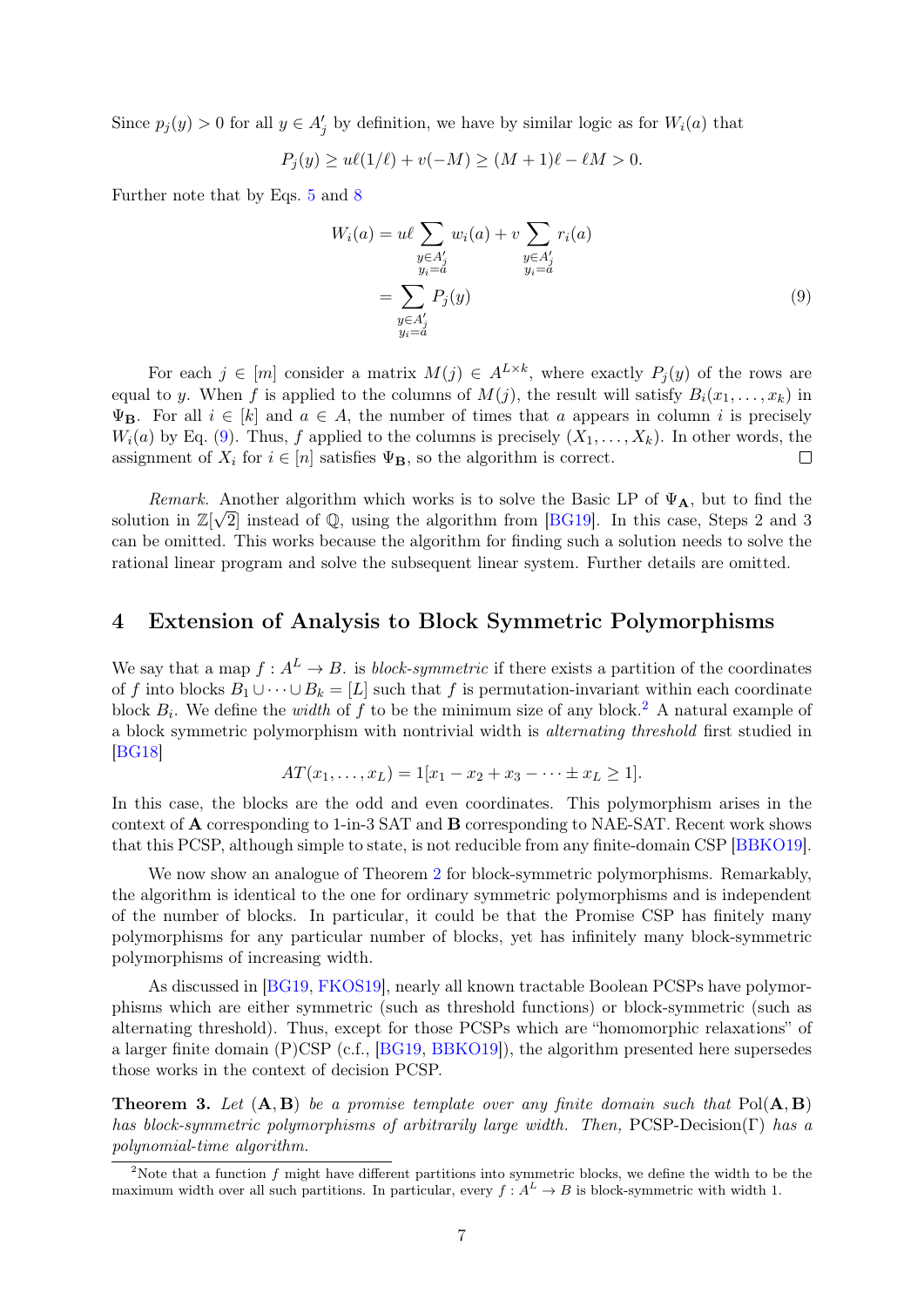Since $p_j(y) > 0$ for all $y \in A'_j$ by definition, we have by similar logic as for $W_i(a)$ that

$$P_j(y) \geq u\ell(1/\ell) + v(-M) \geq (M+1)\ell - \ell M > 0.$$

Further note that by Eqs. 5 and 8

$$\begin{aligned} W_i(a) &= u\ell \sum_{\substack{y \in A'_j \\ y_i = a}} w_i(a) + v \sum_{\substack{y \in A'_j \\ y_i = a}} r_i(a) \\ &= \sum_{\substack{y \in A'_j \\ y_i = a}} P_j(y) \end{aligned} \tag{9}$$

For each $j \in [m]$ consider a matrix $M(j) \in A^{L \times k}$, where exactly $P_j(y)$ of the rows are equal to $y$. When $f$ is applied to the columns of $M(j)$, the result will satisfy $B_i(x_1, \ldots, x_k)$ in $\Psi_{\mathbf{B}}$. For all $i \in [k]$ and $a \in A$, the number of times that $a$ appears in column $i$ is precisely $W_i(a)$ by Eq. (9). Thus, $f$ applied to the columns is precisely $(X_1, \ldots, X_k)$. In other words, the assignment of $X_i$ for $i \in [n]$ satisfies $\Psi_{\mathbf{B}}$, so the algorithm is correct. $\square$

*Remark.* Another algorithm which works is to solve the Basic LP of $\Psi_{\mathbf{A}}$, but to find the solution in $\mathbb{Z}[\sqrt{2}]$ instead of $\mathbb{Q}$, using the algorithm from [BG19]. In this case, Steps 2 and 3 can be omitted. This works because the algorithm for finding such a solution needs to solve the rational linear program and solve the subsequent linear system. Further details are omitted.

## 4 Extension of Analysis to Block Symmetric Polymorphisms

We say that a map $f : A^L \to B$. is *block-symmetric* if there exists a partition of the coordinates of $f$ into blocks $B_1 \cup \cdots \cup B_k = [L]$ such that $f$ is permutation-invariant within each coordinate block $B_i$. We define the *width* of $f$ to be the minimum size of any block.[2] A natural example of a block symmetric polymorphism with nontrivial width is *alternating threshold* first studied in [BG18]

$$AT(x_1, \ldots, x_L) = 1[x_1 - x_2 + x_3 - \cdots \pm x_L \geq 1].$$

In this case, the blocks are the odd and even coordinates. This polymorphism arises in the context of $\mathbf{A}$ corresponding to 1-in-3 SAT and $\mathbf{B}$ corresponding to NAE-SAT. Recent work shows that this PCSP, although simple to state, is not reducible from any finite-domain CSP [BBKO19].

We now show an analogue of Theorem 2 for block-symmetric polymorphisms. Remarkably, the algorithm is identical to the one for ordinary symmetric polymorphisms and is independent of the number of blocks. In particular, it could be that the Promise CSP has finitely many polymorphisms for any particular number of blocks, yet has infinitely many block-symmetric polymorphisms of increasing width.

As discussed in [BG19, FKOS19], nearly all known tractable Boolean PCSPs have polymorphisms which are either symmetric (such as threshold functions) or block-symmetric (such as alternating threshold). Thus, except for those PCSPs which are "homomorphic relaxations" of a larger finite domain (P)CSP (c.f., [BG19, BBKO19]), the algorithm presented here supersedes those works in the context of decision PCSP.

**Theorem 3.** *Let* $(\mathbf{A}, \mathbf{B})$ *be a promise template over any finite domain such that* $\mathrm{Pol}(\mathbf{A}, \mathbf{B})$ *has block-symmetric polymorphisms of arbitrarily large width. Then,* PCSP-Decision$(\Gamma)$ *has a polynomial-time algorithm.*

[2] Note that a function $f$ might have different partitions into symmetric blocks, we define the width to be the maximum width over all such partitions. In particular, every $f : A^L \to B$ is block-symmetric with width 1.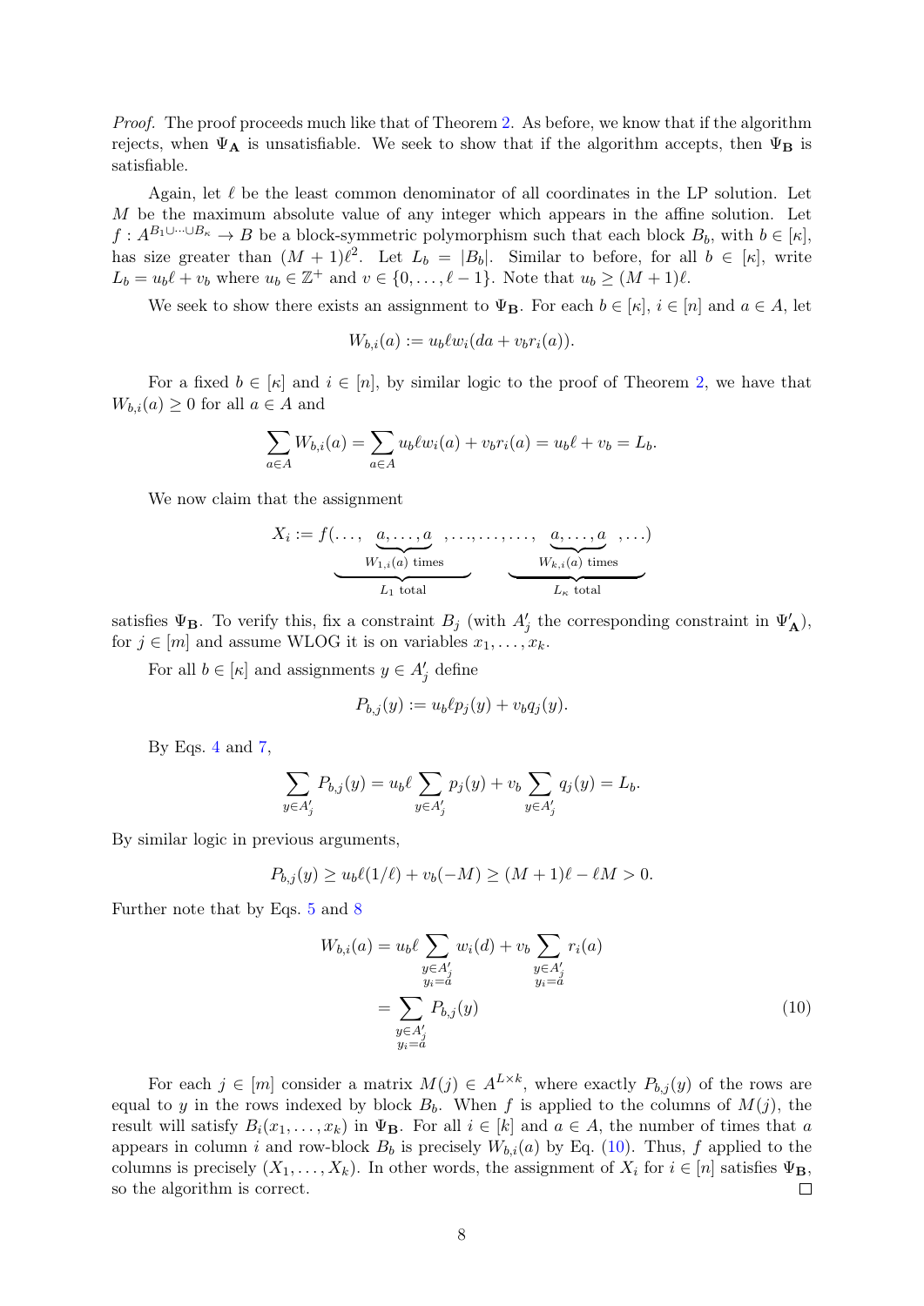*Proof.* The proof proceeds much like that of Theorem 2. As before, we know that if the algorithm rejects, when $\Psi_{\mathbf{A}}$ is unsatisfiable. We seek to show that if the algorithm accepts, then $\Psi_{\mathbf{B}}$ is satisfiable.

Again, let $\ell$ be the least common denominator of all coordinates in the LP solution. Let $M$ be the maximum absolute value of any integer which appears in the affine solution. Let $f : A^{B_1 \cup \cdots \cup B_\kappa} \to B$ be a block-symmetric polymorphism such that each block $B_b$, with $b \in [\kappa]$, has size greater than $(M+1)\ell^2$. Let $L_b = |B_b|$. Similar to before, for all $b \in [\kappa]$, write $L_b = u_b \ell + v_b$ where $u_b \in \mathbb{Z}^+$ and $v \in \{0, \ldots, \ell - 1\}$. Note that $u_b \geq (M+1)\ell$.

We seek to show there exists an assignment to $\Psi_{\mathbf{B}}$. For each $b \in [\kappa]$, $i \in [n]$ and $a \in A$, let

$$W_{b,i}(a) := u_b \ell w_i(da + v_b r_i(a)).$$

For a fixed $b \in [\kappa]$ and $i \in [n]$, by similar logic to the proof of Theorem 2, we have that $W_{b,i}(a) \geq 0$ for all $a \in A$ and

$$\sum_{a \in A} W_{b,i}(a) = \sum_{a \in A} u_b \ell w_i(a) + v_b r_i(a) = u_b \ell + v_b = L_b.$$

We now claim that the assignment

$$X_i := f(\ldots, \underbrace{\underbrace{a, \ldots, a}_{W_{1,i}(a) \text{ times}}, \ldots}_{L_1 \text{ total}}, \ldots, \underbrace{\ldots, \underbrace{a, \ldots, a}_{W_{\kappa,i}(a) \text{ times}}, \ldots}_{L_\kappa \text{ total}})$$

satisfies $\Psi_{\mathbf{B}}$. To verify this, fix a constraint $B_j$ (with $A'_j$ the corresponding constraint in $\Psi'_{\mathbf{A}}$), for $j \in [m]$ and assume WLOG it is on variables $x_1, \ldots, x_k$.

For all $b \in [\kappa]$ and assignments $y \in A'_j$ define

$$P_{b,j}(y) := u_b \ell p_j(y) + v_b q_j(y).$$

By Eqs. 4 and 7,

$$\sum_{y \in A'_j} P_{b,j}(y) = u_b \ell \sum_{y \in A'_j} p_j(y) + v_b \sum_{y \in A'_j} q_j(y) = L_b.$$

By similar logic in previous arguments,

$$P_{b,j}(y) \geq u_b \ell (1/\ell) + v_b(-M) \geq (M+1)\ell - \ell M > 0.$$

Further note that by Eqs. 5 and 8

$$\begin{aligned}
W_{b,i}(a) &= u_b \ell \sum_{\substack{y \in A'_j \\ y_i = a}} w_i(d) + v_b \sum_{\substack{y \in A'_j \\ y_i = a}} r_i(a) \\
&= \sum_{\substack{y \in A'_j \\ y_i = a}} P_{b,j}(y)
\end{aligned} \tag{10}$$

For each $j \in [m]$ consider a matrix $M(j) \in A^{L \times k}$, where exactly $P_{b,j}(y)$ of the rows are equal to $y$ in the rows indexed by block $B_b$. When $f$ is applied to the columns of $M(j)$, the result will satisfy $B_i(x_1, \ldots, x_k)$ in $\Psi_{\mathbf{B}}$. For all $i \in [k]$ and $a \in A$, the number of times that $a$ appears in column $i$ and row-block $B_b$ is precisely $W_{b,i}(a)$ by Eq. (10). Thus, $f$ applied to the columns is precisely $(X_1, \ldots, X_k)$. In other words, the assignment of $X_i$ for $i \in [n]$ satisfies $\Psi_{\mathbf{B}}$, so the algorithm is correct. $\square$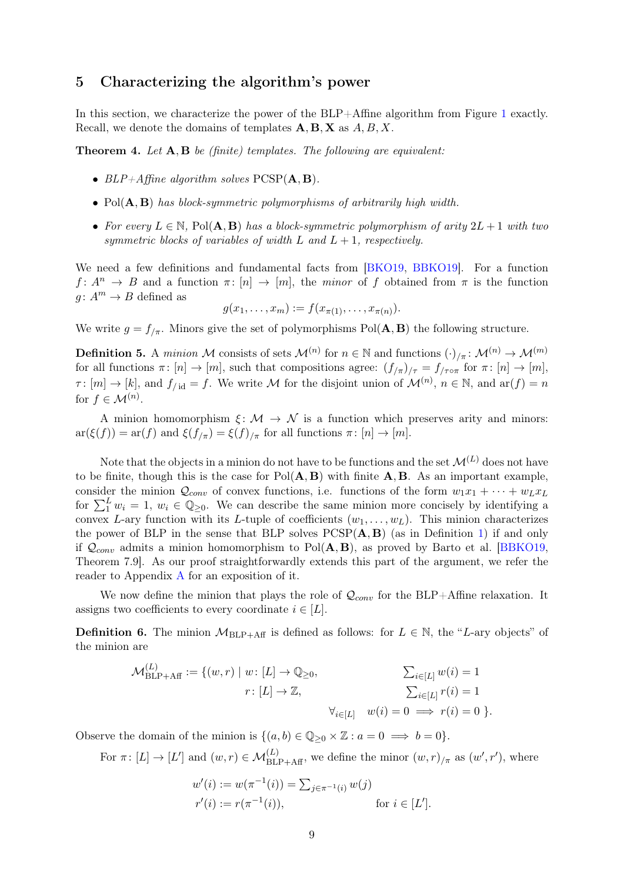## 5 Characterizing the algorithm's power

In this section, we characterize the power of the BLP+Affine algorithm from Figure 1 exactly. Recall, we denote the domains of templates $\mathbf{A}, \mathbf{B}, \mathbf{X}$ as $A, B, X$.

**Theorem 4.** *Let $\mathbf{A}, \mathbf{B}$ be (finite) templates. The following are equivalent:*

- *BLP+Affine algorithm solves* $\operatorname{PCSP}(\mathbf{A}, \mathbf{B})$.
- $\operatorname{Pol}(\mathbf{A}, \mathbf{B})$ *has block-symmetric polymorphisms of arbitrarily high width.*
- *For every $L \in \mathbb{N}$, $\operatorname{Pol}(\mathbf{A}, \mathbf{B})$ has a block-symmetric polymorphism of arity $2L+1$ with two symmetric blocks of variables of width $L$ and $L+1$, respectively.*

We need a few definitions and fundamental facts from [BKO19, BBKO19]. For a function $f \colon A^n \to B$ and a function $\pi \colon [n] \to [m]$, the *minor* of $f$ obtained from $\pi$ is the function $g \colon A^m \to B$ defined as

$$g(x_1, \ldots, x_m) := f(x_{\pi(1)}, \ldots, x_{\pi(n)}).$$

We write $g = f_{/\pi}$. Minors give the set of polymorphisms $\operatorname{Pol}(\mathbf{A}, \mathbf{B})$ the following structure.

**Definition 5.** A *minion* $\mathcal{M}$ consists of sets $\mathcal{M}^{(n)}$ for $n \in \mathbb{N}$ and functions $(\cdot)_{/\pi} \colon \mathcal{M}^{(n)} \to \mathcal{M}^{(m)}$ for all functions $\pi \colon [n] \to [m]$, such that compositions agree: $(f_{/\pi})_{/\tau} = f_{/\tau \circ \pi}$ for $\pi \colon [n] \to [m]$, $\tau \colon [m] \to [k]$, and $f_{/\operatorname{id}} = f$. We write $\mathcal{M}$ for the disjoint union of $\mathcal{M}^{(n)}$, $n \in \mathbb{N}$, and $\operatorname{ar}(f) = n$ for $f \in \mathcal{M}^{(n)}$.

A minion homomorphism $\xi \colon \mathcal{M} \to \mathcal{N}$ is a function which preserves arity and minors: $\operatorname{ar}(\xi(f)) = \operatorname{ar}(f)$ and $\xi(f_{/\pi}) = \xi(f)_{/\pi}$ for all functions $\pi \colon [n] \to [m]$.

Note that the objects in a minion do not have to be functions and the set $\mathcal{M}^{(L)}$ does not have to be finite, though this is the case for $\operatorname{Pol}(\mathbf{A}, \mathbf{B})$ with finite $\mathbf{A}, \mathbf{B}$. As an important example, consider the minion $\mathcal{Q}_{conv}$ of convex functions, i.e. functions of the form $w_1 x_1 + \cdots + w_L x_L$ for $\sum_1^L w_i = 1$, $w_i \in \mathbb{Q}_{\geq 0}$. We can describe the same minion more concisely by identifying a convex $L$-ary function with its $L$-tuple of coefficients $(w_1, \ldots, w_L)$. This minion characterizes the power of BLP in the sense that BLP solves $\operatorname{PCSP}(\mathbf{A}, \mathbf{B})$ (as in Definition 1) if and only if $\mathcal{Q}_{conv}$ admits a minion homomorphism to $\operatorname{Pol}(\mathbf{A}, \mathbf{B})$, as proved by Barto et al. [BBKO19, Theorem 7.9]. As our proof straightforwardly extends this part of the argument, we refer the reader to Appendix A for an exposition of it.

We now define the minion that plays the role of $\mathcal{Q}_{conv}$ for the BLP+Affine relaxation. It assigns two coefficients to every coordinate $i \in [L]$.

**Definition 6.** The minion $\mathcal{M}_{\text{BLP+Aff}}$ is defined as follows: for $L \in \mathbb{N}$, the "$L$-ary objects" of the minion are

$$\begin{aligned}
\mathcal{M}^{(L)}_{\text{BLP+Aff}} := \{(w, r) \mid \; & w \colon [L] \to \mathbb{Q}_{\geq 0}, & & \textstyle\sum_{i \in [L]} w(i) = 1 \\
& r \colon [L] \to \mathbb{Z}, & & \textstyle\sum_{i \in [L]} r(i) = 1 \\
& & & \forall_{i \in [L]} \quad w(i) = 0 \implies r(i) = 0 \; \}.
\end{aligned}$$

Observe the domain of the minion is $\{(a, b) \in \mathbb{Q}_{\geq 0} \times \mathbb{Z} : a = 0 \implies b = 0\}$.

For $\pi \colon [L] \to [L']$ and $(w, r) \in \mathcal{M}^{(L)}_{\text{BLP+Aff}}$, we define the minor $(w, r)_{/\pi}$ as $(w', r')$, where

$$\begin{aligned}
w'(i) &:= w(\pi^{-1}(i)) = \textstyle\sum_{j \in \pi^{-1}(i)} w(j) \\
r'(i) &:= r(\pi^{-1}(i)), & \text{for } i \in [L'].
\end{aligned}$$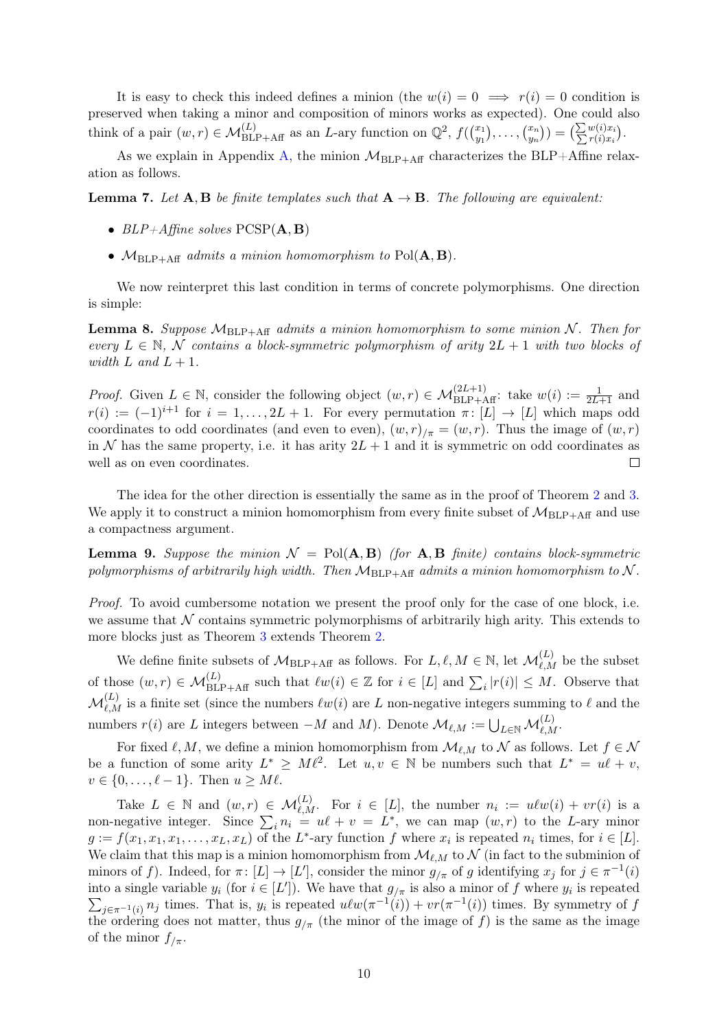It is easy to check this indeed defines a minion (the $w(i) = 0 \implies r(i) = 0$ condition is preserved when taking a minor and composition of minors works as expected). One could also think of a pair $(w, r) \in \mathcal{M}^{(L)}_{\mathrm{BLP+Aff}}$ as an $L$-ary function on $\mathbb{Q}^2$, $f(\binom{x_1}{y_1}, \dots, \binom{x_n}{y_n}) = \binom{\sum w(i)x_i}{\sum r(i)x_i}$.

As we explain in Appendix A, the minion $\mathcal{M}_{\mathrm{BLP+Aff}}$ characterizes the BLP+Affine relaxation as follows.

**Lemma 7.** *Let $\mathbf{A}, \mathbf{B}$ be finite templates such that $\mathbf{A} \to \mathbf{B}$. The following are equivalent:*

- *BLP+Affine solves* $\mathrm{PCSP}(\mathbf{A}, \mathbf{B})$
- *$\mathcal{M}_{\mathrm{BLP+Aff}}$ admits a minion homomorphism to* $\mathrm{Pol}(\mathbf{A}, \mathbf{B})$.

We now reinterpret this last condition in terms of concrete polymorphisms. One direction is simple:

**Lemma 8.** *Suppose $\mathcal{M}_{\mathrm{BLP+Aff}}$ admits a minion homomorphism to some minion $\mathcal{N}$. Then for every $L \in \mathbb{N}$, $\mathcal{N}$ contains a block-symmetric polymorphism of arity $2L+1$ with two blocks of width $L$ and $L+1$.*

*Proof.* Given $L \in \mathbb{N}$, consider the following object $(w, r) \in \mathcal{M}^{(2L+1)}_{\mathrm{BLP+Aff}}$: take $w(i) := \frac{1}{2L+1}$ and $r(i) := (-1)^{i+1}$ for $i = 1, \dots, 2L+1$. For every permutation $\pi \colon [L] \to [L]$ which maps odd coordinates to odd coordinates (and even to even), $(w, r)_{/\pi} = (w, r)$. Thus the image of $(w, r)$ in $\mathcal{N}$ has the same property, i.e. it has arity $2L+1$ and it is symmetric on odd coordinates as well as on even coordinates. ◻

The idea for the other direction is essentially the same as in the proof of Theorem 2 and 3. We apply it to construct a minion homomorphism from every finite subset of $\mathcal{M}_{\mathrm{BLP+Aff}}$ and use a compactness argument.

**Lemma 9.** *Suppose the minion $\mathcal{N} = \mathrm{Pol}(\mathbf{A}, \mathbf{B})$ (for $\mathbf{A}, \mathbf{B}$ finite) contains block-symmetric polymorphisms of arbitrarily high width. Then $\mathcal{M}_{\mathrm{BLP+Aff}}$ admits a minion homomorphism to $\mathcal{N}$.*

*Proof.* To avoid cumbersome notation we present the proof only for the case of one block, i.e. we assume that $\mathcal{N}$ contains symmetric polymorphisms of arbitrarily high arity. This extends to more blocks just as Theorem 3 extends Theorem 2.

We define finite subsets of $\mathcal{M}_{\mathrm{BLP+Aff}}$ as follows. For $L, \ell, M \in \mathbb{N}$, let $\mathcal{M}^{(L)}_{\ell,M}$ be the subset of those $(w, r) \in \mathcal{M}^{(L)}_{\mathrm{BLP+Aff}}$ such that $\ell w(i) \in \mathbb{Z}$ for $i \in [L]$ and $\sum_i |r(i)| \leq M$. Observe that $\mathcal{M}^{(L)}_{\ell,M}$ is a finite set (since the numbers $\ell w(i)$ are $L$ non-negative integers summing to $\ell$ and the numbers $r(i)$ are $L$ integers between $-M$ and $M$). Denote $\mathcal{M}_{\ell,M} := \bigcup_{L \in \mathbb{N}} \mathcal{M}^{(L)}_{\ell,M}$.

For fixed $\ell, M$, we define a minion homomorphism from $\mathcal{M}_{\ell,M}$ to $\mathcal{N}$ as follows. Let $f \in \mathcal{N}$ be a function of some arity $L^* \geq M\ell^2$. Let $u, v \in \mathbb{N}$ be numbers such that $L^* = u\ell + v$, $v \in \{0, \dots, \ell - 1\}$. Then $u \geq M\ell$.

Take $L \in \mathbb{N}$ and $(w, r) \in \mathcal{M}^{(L)}_{\ell,M}$. For $i \in [L]$, the number $n_i := u\ell w(i) + vr(i)$ is a non-negative integer. Since $\sum_i n_i = u\ell + v = L^*$, we can map $(w, r)$ to the $L$-ary minor $g := f(x_1, x_1, x_1, \dots, x_L, x_L)$ of the $L^*$-ary function $f$ where $x_i$ is repeated $n_i$ times, for $i \in [L]$. We claim that this map is a minion homomorphism from $\mathcal{M}_{\ell,M}$ to $\mathcal{N}$ (in fact to the subminion of minors of $f$). Indeed, for $\pi \colon [L] \to [L']$, consider the minor $g_{/\pi}$ of $g$ identifying $x_j$ for $j \in \pi^{-1}(i)$ into a single variable $y_i$ (for $i \in [L']$). We have that $g_{/\pi}$ is also a minor of $f$ where $y_i$ is repeated $\sum_{j \in \pi^{-1}(i)} n_j$ times. That is, $y_i$ is repeated $u\ell w(\pi^{-1}(i)) + vr(\pi^{-1}(i))$ times. By symmetry of $f$ the ordering does not matter, thus $g_{/\pi}$ (the minor of the image of $f$) is the same as the image of the minor $f_{/\pi}$.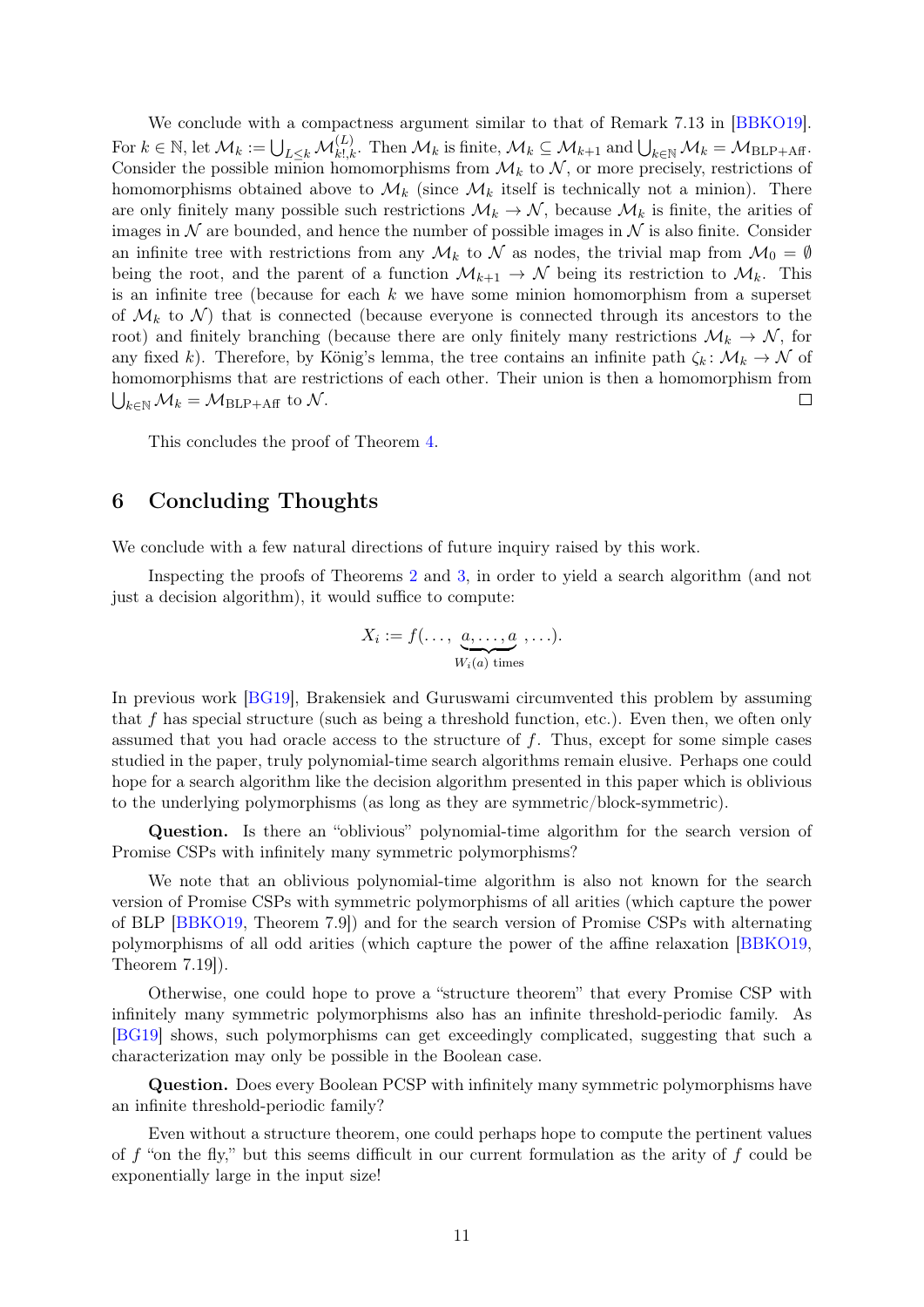We conclude with a compactness argument similar to that of Remark 7.13 in [BBKO19]. For $k \in \mathbb{N}$, let $\mathcal{M}_k := \bigcup_{L \leq k} \mathcal{M}^{(L)}_{k!,k}$. Then $\mathcal{M}_k$ is finite, $\mathcal{M}_k \subseteq \mathcal{M}_{k+1}$ and $\bigcup_{k\in\mathbb{N}} \mathcal{M}_k = \mathcal{M}_{\mathrm{BLP+Aff}}$. Consider the possible minion homomorphisms from $\mathcal{M}_k$ to $\mathcal{N}$, or more precisely, restrictions of homomorphisms obtained above to $\mathcal{M}_k$ (since $\mathcal{M}_k$ itself is technically not a minion). There are only finitely many possible such restrictions $\mathcal{M}_k \to \mathcal{N}$, because $\mathcal{M}_k$ is finite, the arities of images in $\mathcal{N}$ are bounded, and hence the number of possible images in $\mathcal{N}$ is also finite. Consider an infinite tree with restrictions from any $\mathcal{M}_k$ to $\mathcal{N}$ as nodes, the trivial map from $\mathcal{M}_0 = \emptyset$ being the root, and the parent of a function $\mathcal{M}_{k+1} \to \mathcal{N}$ being its restriction to $\mathcal{M}_k$. This is an infinite tree (because for each $k$ we have some minion homomorphism from a superset of $\mathcal{M}_k$ to $\mathcal{N}$) that is connected (because everyone is connected through its ancestors to the root) and finitely branching (because there are only finitely many restrictions $\mathcal{M}_k \to \mathcal{N}$, for any fixed $k$). Therefore, by König's lemma, the tree contains an infinite path $\zeta_k \colon \mathcal{M}_k \to \mathcal{N}$ of homomorphisms that are restrictions of each other. Their union is then a homomorphism from $\bigcup_{k\in\mathbb{N}} \mathcal{M}_k = \mathcal{M}_{\mathrm{BLP+Aff}}$ to $\mathcal{N}$. ◻

This concludes the proof of Theorem 4.

## 6 Concluding Thoughts

We conclude with a few natural directions of future inquiry raised by this work.

Inspecting the proofs of Theorems 2 and 3, in order to yield a search algorithm (and not just a decision algorithm), it would suffice to compute:

$$X_i := f(\ldots, \underbrace{a, \ldots, a}_{W_i(a) \text{ times}}, \ldots).$$

In previous work [BG19], Brakensiek and Guruswami circumvented this problem by assuming that $f$ has special structure (such as being a threshold function, etc.). Even then, we often only assumed that you had oracle access to the structure of $f$. Thus, except for some simple cases studied in the paper, truly polynomial-time search algorithms remain elusive. Perhaps one could hope for a search algorithm like the decision algorithm presented in this paper which is oblivious to the underlying polymorphisms (as long as they are symmetric/block-symmetric).

**Question.** Is there an "oblivious" polynomial-time algorithm for the search version of Promise CSPs with infinitely many symmetric polymorphisms?

We note that an oblivious polynomial-time algorithm is also not known for the search version of Promise CSPs with symmetric polymorphisms of all arities (which capture the power of BLP [BBKO19, Theorem 7.9]) and for the search version of Promise CSPs with alternating polymorphisms of all odd arities (which capture the power of the affine relaxation [BBKO19, Theorem 7.19]).

Otherwise, one could hope to prove a "structure theorem" that every Promise CSP with infinitely many symmetric polymorphisms also has an infinite threshold-periodic family. As [BG19] shows, such polymorphisms can get exceedingly complicated, suggesting that such a characterization may only be possible in the Boolean case.

**Question.** Does every Boolean PCSP with infinitely many symmetric polymorphisms have an infinite threshold-periodic family?

Even without a structure theorem, one could perhaps hope to compute the pertinent values of $f$ "on the fly," but this seems difficult in our current formulation as the arity of $f$ could be exponentially large in the input size!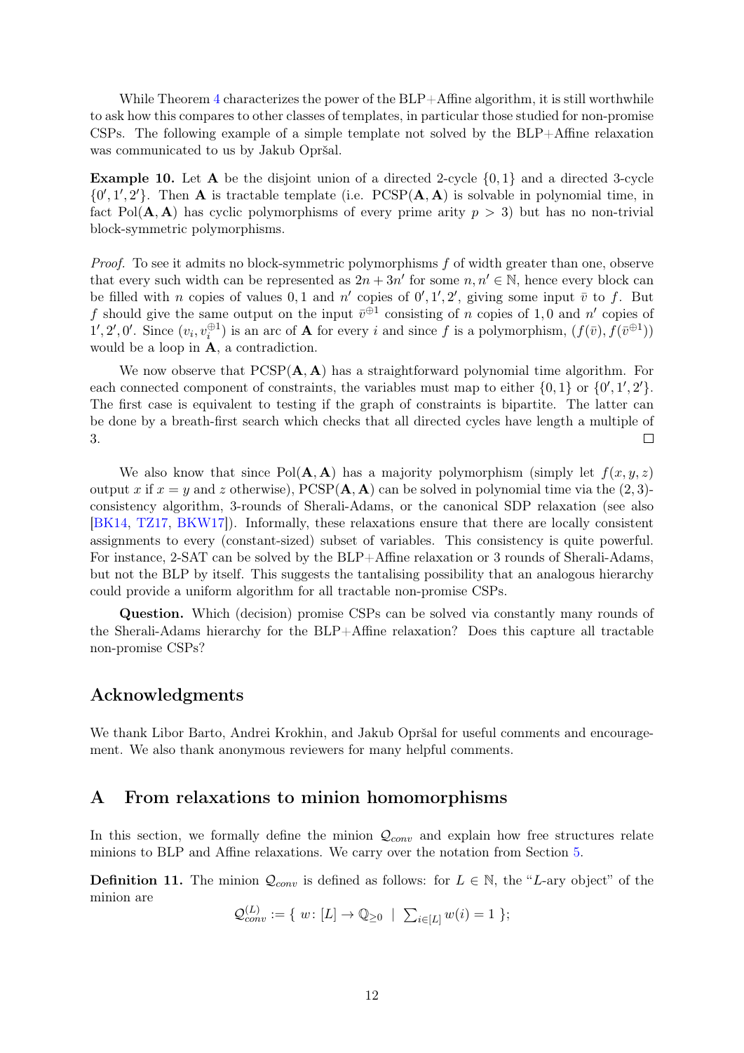While Theorem 4 characterizes the power of the BLP+Affine algorithm, it is still worthwhile to ask how this compares to other classes of templates, in particular those studied for non-promise CSPs. The following example of a simple template not solved by the BLP+Affine relaxation was communicated to us by Jakub Opršal.

**Example 10.** Let $\mathbf{A}$ be the disjoint union of a directed 2-cycle $\{0,1\}$ and a directed 3-cycle $\{0',1',2'\}$. Then $\mathbf{A}$ is tractable template (i.e. $\mathrm{PCSP}(\mathbf{A},\mathbf{A})$ is solvable in polynomial time, in fact $\mathrm{Pol}(\mathbf{A},\mathbf{A})$ has cyclic polymorphisms of every prime arity $p > 3$) but has no non-trivial block-symmetric polymorphisms.

*Proof.* To see it admits no block-symmetric polymorphisms $f$ of width greater than one, observe that every such width can be represented as $2n + 3n'$ for some $n, n' \in \mathbb{N}$, hence every block can be filled with $n$ copies of values $0,1$ and $n'$ copies of $0',1',2'$, giving some input $\bar{v}$ to $f$. But $f$ should give the same output on the input $\bar{v}^{\oplus 1}$ consisting of $n$ copies of $1,0$ and $n'$ copies of $1',2',0'$. Since $(v_i, v_i^{\oplus 1})$ is an arc of $\mathbf{A}$ for every $i$ and since $f$ is a polymorphism, $(f(\bar{v}), f(\bar{v}^{\oplus 1}))$ would be a loop in $\mathbf{A}$, a contradiction.

We now observe that $\mathrm{PCSP}(\mathbf{A},\mathbf{A})$ has a straightforward polynomial time algorithm. For each connected component of constraints, the variables must map to either $\{0,1\}$ or $\{0',1',2'\}$. The first case is equivalent to testing if the graph of constraints is bipartite. The latter can be done by a breath-first search which checks that all directed cycles have length a multiple of 3. □

We also know that since $\mathrm{Pol}(\mathbf{A},\mathbf{A})$ has a majority polymorphism (simply let $f(x,y,z)$ output $x$ if $x = y$ and $z$ otherwise), $\mathrm{PCSP}(\mathbf{A},\mathbf{A})$ can be solved in polynomial time via the $(2,3)$-consistency algorithm, 3-rounds of Sherali-Adams, or the canonical SDP relaxation (see also [BK14, TZ17, BKW17]). Informally, these relaxations ensure that there are locally consistent assignments to every (constant-sized) subset of variables. This consistency is quite powerful. For instance, 2-SAT can be solved by the BLP+Affine relaxation or 3 rounds of Sherali-Adams, but not the BLP by itself. This suggests the tantalising possibility that an analogous hierarchy could provide a uniform algorithm for all tractable non-promise CSPs.

**Question.** Which (decision) promise CSPs can be solved via constantly many rounds of the Sherali-Adams hierarchy for the BLP+Affine relaxation? Does this capture all tractable non-promise CSPs?

## Acknowledgments

We thank Libor Barto, Andrei Krokhin, and Jakub Opršal for useful comments and encouragement. We also thank anonymous reviewers for many helpful comments.

## A From relaxations to minion homomorphisms

In this section, we formally define the minion $\mathcal{Q}_{conv}$ and explain how free structures relate minions to BLP and Affine relaxations. We carry over the notation from Section 5.

**Definition 11.** The minion $\mathcal{Q}_{conv}$ is defined as follows: for $L \in \mathbb{N}$, the "$L$-ary object" of the minion are

$$\mathcal{Q}_{conv}^{(L)} := \{\ w\colon [L] \to \mathbb{Q}_{\geq 0}\ \mid\ \textstyle\sum_{i\in[L]} w(i) = 1\ \};$$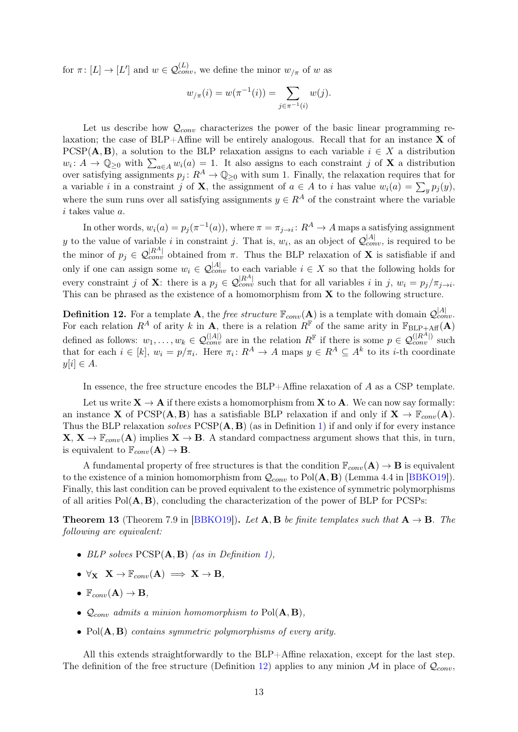for $\pi\colon [L] \to [L']$ and $w \in \mathcal{Q}_{conv}^{(L)}$, we define the minor $w_{/\pi}$ of $w$ as

$$w_{/\pi}(i) = w(\pi^{-1}(i)) = \sum_{j \in \pi^{-1}(i)} w(j).$$

Let us describe how $\mathcal{Q}_{conv}$ characterizes the power of the basic linear programming relaxation; the case of BLP+Affine will be entirely analogous. Recall that for an instance $\mathbf{X}$ of $\mathrm{PCSP}(\mathbf{A}, \mathbf{B})$, a solution to the BLP relaxation assigns to each variable $i \in X$ a distribution $w_i\colon A \to \mathbb{Q}_{\geq 0}$ with $\sum_{a \in A} w_i(a) = 1$. It also assigns to each constraint $j$ of $\mathbf{X}$ a distribution over satisfying assignments $p_j\colon R^A \to \mathbb{Q}_{\geq 0}$ with sum 1. Finally, the relaxation requires that for a variable $i$ in a constraint $j$ of $\mathbf{X}$, the assignment of $a \in A$ to $i$ has value $w_i(a) = \sum_y p_j(y)$, where the sum runs over all satisfying assignments $y \in R^A$ of the constraint where the variable $i$ takes value $a$.

In other words, $w_i(a) = p_j(\pi^{-1}(a))$, where $\pi = \pi_{j \to i}\colon R^A \to A$ maps a satisfying assignment $y$ to the value of variable $i$ in constraint $j$. That is, $w_i$, as an object of $\mathcal{Q}_{conv}^{|A|}$, is required to be the minor of $p_j \in \mathcal{Q}_{conv}^{|R^A|}$ obtained from $\pi$. Thus the BLP relaxation of $\mathbf{X}$ is satisfiable if and only if one can assign some $w_i \in \mathcal{Q}_{conv}^{|A|}$ to each variable $i \in X$ so that the following holds for every constraint $j$ of $\mathbf{X}$: there is a $p_j \in \mathcal{Q}_{conv}^{|R^A|}$ such that for all variables $i$ in $j$, $w_i = p_j/\pi_{j \to i}$. This can be phrased as the existence of a homomorphism from $\mathbf{X}$ to the following structure.

**Definition 12.** For a template $\mathbf{A}$, the *free structure* $\mathbb{F}_{conv}(\mathbf{A})$ is a template with domain $\mathcal{Q}_{conv}^{|A|}$. For each relation $R^A$ of arity $k$ in $\mathbf{A}$, there is a relation $R^{\mathbb{F}}$ of the same arity in $\mathbb{F}_{\mathrm{BLP+Aff}}(\mathbf{A})$ defined as follows: $w_1, \ldots, w_k \in \mathcal{Q}_{conv}^{(|A|)}$ are in the relation $R^{\mathbb{F}}$ if there is some $p \in \mathcal{Q}_{conv}^{(|R^A|)}$ such that for each $i \in [k]$, $w_i = p/\pi_i$. Here $\pi_i\colon R^A \to A$ maps $y \in R^A \subseteq A^k$ to its $i$-th coordinate $y[i] \in A$.

In essence, the free structure encodes the BLP+Affine relaxation of $A$ as a CSP template.

Let us write $\mathbf{X} \to \mathbf{A}$ if there exists a homomorphism from $\mathbf{X}$ to $\mathbf{A}$. We can now say formally: an instance $\mathbf{X}$ of $\mathrm{PCSP}(\mathbf{A}, \mathbf{B})$ has a satisfiable BLP relaxation if and only if $\mathbf{X} \to \mathbb{F}_{conv}(\mathbf{A})$. Thus the BLP relaxation *solves* $\mathrm{PCSP}(\mathbf{A}, \mathbf{B})$ (as in Definition 1) if and only if for every instance $\mathbf{X}$, $\mathbf{X} \to \mathbb{F}_{conv}(\mathbf{A})$ implies $\mathbf{X} \to \mathbf{B}$. A standard compactness argument shows that this, in turn, is equivalent to $\mathbb{F}_{conv}(\mathbf{A}) \to \mathbf{B}$.

A fundamental property of free structures is that the condition $\mathbb{F}_{conv}(\mathbf{A}) \to \mathbf{B}$ is equivalent to the existence of a minion homomorphism from $\mathcal{Q}_{conv}$ to $\mathrm{Pol}(\mathbf{A}, \mathbf{B})$ (Lemma 4.4 in [BBKO19]). Finally, this last condition can be proved equivalent to the existence of symmetric polymorphisms of all arities $\mathrm{Pol}(\mathbf{A}, \mathbf{B})$, concluding the characterization of the power of BLP for PCSPs:

**Theorem 13** (Theorem 7.9 in [BBKO19])**.** *Let $\mathbf{A}, \mathbf{B}$ be finite templates such that $\mathbf{A} \to \mathbf{B}$. The following are equivalent:*

- *BLP solves $\mathrm{PCSP}(\mathbf{A}, \mathbf{B})$ (as in Definition 1),*
- *$\forall_{\mathbf{X}} \;\; \mathbf{X} \to \mathbb{F}_{conv}(\mathbf{A}) \implies \mathbf{X} \to \mathbf{B}$,*
- *$\mathbb{F}_{conv}(\mathbf{A}) \to \mathbf{B}$,*
- *$\mathcal{Q}_{conv}$ admits a minion homomorphism to $\mathrm{Pol}(\mathbf{A}, \mathbf{B})$,*
- *$\mathrm{Pol}(\mathbf{A}, \mathbf{B})$ contains symmetric polymorphisms of every arity.*

All this extends straightforwardly to the BLP+Affine relaxation, except for the last step. The definition of the free structure (Definition 12) applies to any minion $\mathcal{M}$ in place of $\mathcal{Q}_{conv}$,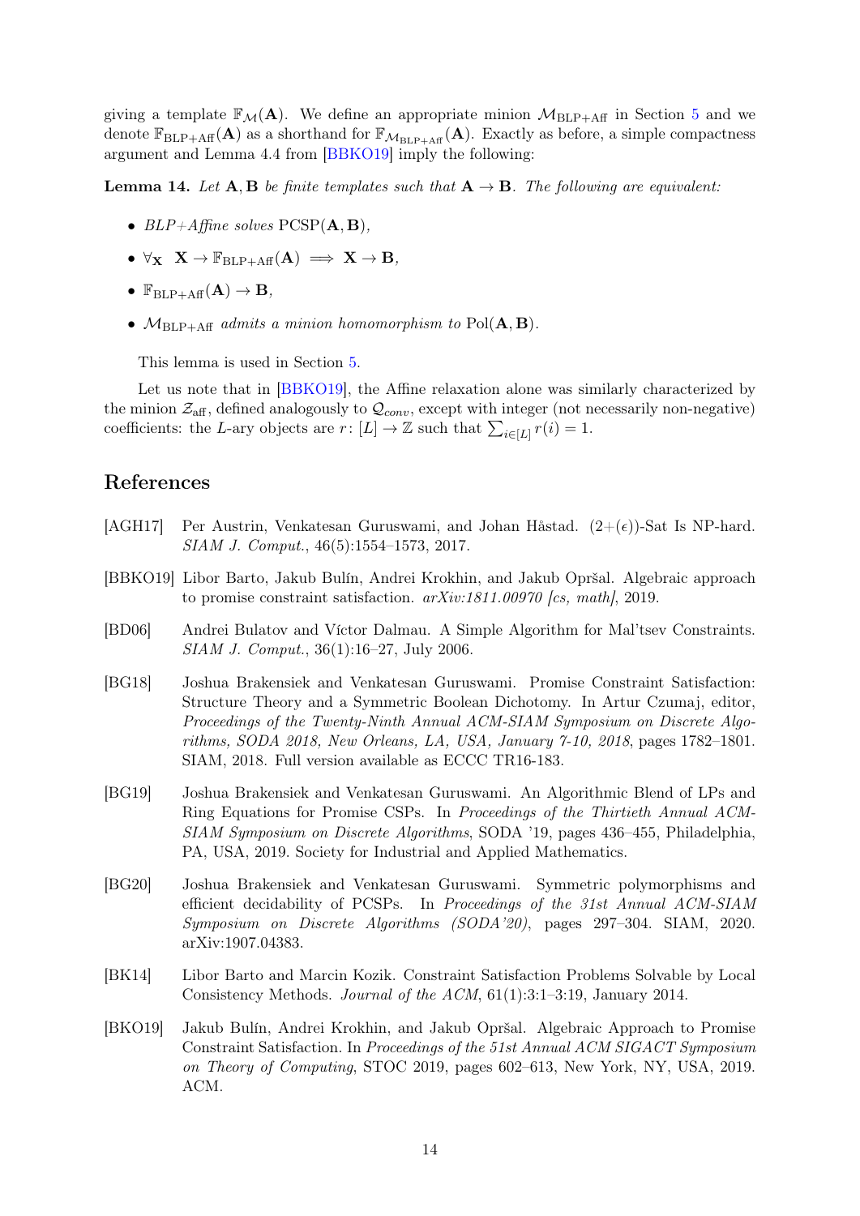giving a template $\mathbb{F}_{\mathcal{M}}(\mathbf{A})$. We define an appropriate minion $\mathcal{M}_{\text{BLP+Aff}}$ in Section 5 and we denote $\mathbb{F}_{\text{BLP+Aff}}(\mathbf{A})$ as a shorthand for $\mathbb{F}_{\mathcal{M}_{\text{BLP+Aff}}}(\mathbf{A})$. Exactly as before, a simple compactness argument and Lemma 4.4 from [BBKO19] imply the following:

**Lemma 14.** *Let $\mathbf{A}, \mathbf{B}$ be finite templates such that $\mathbf{A} \to \mathbf{B}$. The following are equivalent:*

- *BLP+Affine solves* $\text{PCSP}(\mathbf{A}, \mathbf{B})$*,*
- $\forall_{\mathbf{X}} \ \ \mathbf{X} \to \mathbb{F}_{\text{BLP+Aff}}(\mathbf{A}) \implies \mathbf{X} \to \mathbf{B}$*,*
- $\mathbb{F}_{\text{BLP+Aff}}(\mathbf{A}) \to \mathbf{B}$*,*
- $\mathcal{M}_{\text{BLP+Aff}}$ *admits a minion homomorphism to* $\text{Pol}(\mathbf{A}, \mathbf{B})$.

This lemma is used in Section 5.

Let us note that in [BBKO19], the Affine relaxation alone was similarly characterized by the minion $\mathcal{Z}_{\text{aff}}$, defined analogously to $\mathcal{Q}_{conv}$, except with integer (not necessarily non-negative) coefficients: the $L$-ary objects are $r\colon [L] \to \mathbb{Z}$ such that $\sum_{i \in [L]} r(i) = 1$.

## References

[AGH17] Per Austrin, Venkatesan Guruswami, and Johan Håstad. $(2+(\epsilon))$-Sat Is NP-hard. *SIAM J. Comput.*, 46(5):1554–1573, 2017.

[BBKO19] Libor Barto, Jakub Bulín, Andrei Krokhin, and Jakub Opršal. Algebraic approach to promise constraint satisfaction. *arXiv:1811.00970 [cs, math]*, 2019.

[BD06] Andrei Bulatov and Víctor Dalmau. A Simple Algorithm for Mal'tsev Constraints. *SIAM J. Comput.*, 36(1):16–27, July 2006.

[BG18] Joshua Brakensiek and Venkatesan Guruswami. Promise Constraint Satisfaction: Structure Theory and a Symmetric Boolean Dichotomy. In Artur Czumaj, editor, *Proceedings of the Twenty-Ninth Annual ACM-SIAM Symposium on Discrete Algorithms, SODA 2018, New Orleans, LA, USA, January 7-10, 2018*, pages 1782–1801. SIAM, 2018. Full version available as ECCC TR16-183.

[BG19] Joshua Brakensiek and Venkatesan Guruswami. An Algorithmic Blend of LPs and Ring Equations for Promise CSPs. In *Proceedings of the Thirtieth Annual ACM-SIAM Symposium on Discrete Algorithms*, SODA '19, pages 436–455, Philadelphia, PA, USA, 2019. Society for Industrial and Applied Mathematics.

[BG20] Joshua Brakensiek and Venkatesan Guruswami. Symmetric polymorphisms and efficient decidability of PCSPs. In *Proceedings of the 31st Annual ACM-SIAM Symposium on Discrete Algorithms (SODA'20)*, pages 297–304. SIAM, 2020. arXiv:1907.04383.

[BK14] Libor Barto and Marcin Kozik. Constraint Satisfaction Problems Solvable by Local Consistency Methods. *Journal of the ACM*, 61(1):3:1–3:19, January 2014.

[BKO19] Jakub Bulín, Andrei Krokhin, and Jakub Opršal. Algebraic Approach to Promise Constraint Satisfaction. In *Proceedings of the 51st Annual ACM SIGACT Symposium on Theory of Computing*, STOC 2019, pages 602–613, New York, NY, USA, 2019. ACM.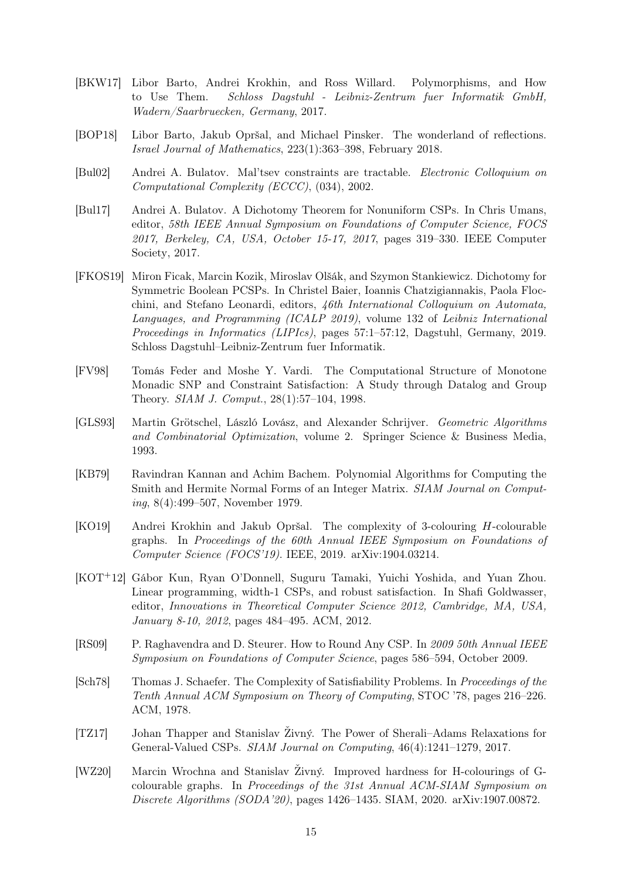[BKW17] Libor Barto, Andrei Krokhin, and Ross Willard. Polymorphisms, and How to Use Them. *Schloss Dagstuhl - Leibniz-Zentrum fuer Informatik GmbH, Wadern/Saarbruecken, Germany*, 2017.

[BOP18] Libor Barto, Jakub Opršal, and Michael Pinsker. The wonderland of reflections. *Israel Journal of Mathematics*, 223(1):363–398, February 2018.

[Bul02] Andrei A. Bulatov. Mal'tsev constraints are tractable. *Electronic Colloquium on Computational Complexity (ECCC)*, (034), 2002.

[Bul17] Andrei A. Bulatov. A Dichotomy Theorem for Nonuniform CSPs. In Chris Umans, editor, *58th IEEE Annual Symposium on Foundations of Computer Science, FOCS 2017, Berkeley, CA, USA, October 15-17, 2017*, pages 319–330. IEEE Computer Society, 2017.

[FKOS19] Miron Ficak, Marcin Kozik, Miroslav Olšák, and Szymon Stankiewicz. Dichotomy for Symmetric Boolean PCSPs. In Christel Baier, Ioannis Chatzigiannakis, Paola Flocchini, and Stefano Leonardi, editors, *46th International Colloquium on Automata, Languages, and Programming (ICALP 2019)*, volume 132 of *Leibniz International Proceedings in Informatics (LIPIcs)*, pages 57:1–57:12, Dagstuhl, Germany, 2019. Schloss Dagstuhl–Leibniz-Zentrum fuer Informatik.

[FV98] Tomás Feder and Moshe Y. Vardi. The Computational Structure of Monotone Monadic SNP and Constraint Satisfaction: A Study through Datalog and Group Theory. *SIAM J. Comput.*, 28(1):57–104, 1998.

[GLS93] Martin Grötschel, László Lovász, and Alexander Schrijver. *Geometric Algorithms and Combinatorial Optimization*, volume 2. Springer Science & Business Media, 1993.

[KB79] Ravindran Kannan and Achim Bachem. Polynomial Algorithms for Computing the Smith and Hermite Normal Forms of an Integer Matrix. *SIAM Journal on Computing*, 8(4):499–507, November 1979.

[KO19] Andrei Krokhin and Jakub Opršal. The complexity of 3-colouring $H$-colourable graphs. In *Proceedings of the 60th Annual IEEE Symposium on Foundations of Computer Science (FOCS'19)*. IEEE, 2019. arXiv:1904.03214.

[KOT+12] Gábor Kun, Ryan O'Donnell, Suguru Tamaki, Yuichi Yoshida, and Yuan Zhou. Linear programming, width-1 CSPs, and robust satisfaction. In Shafi Goldwasser, editor, *Innovations in Theoretical Computer Science 2012, Cambridge, MA, USA, January 8-10, 2012*, pages 484–495. ACM, 2012.

[RS09] P. Raghavendra and D. Steurer. How to Round Any CSP. In *2009 50th Annual IEEE Symposium on Foundations of Computer Science*, pages 586–594, October 2009.

[Sch78] Thomas J. Schaefer. The Complexity of Satisfiability Problems. In *Proceedings of the Tenth Annual ACM Symposium on Theory of Computing*, STOC '78, pages 216–226. ACM, 1978.

[TZ17] Johan Thapper and Stanislav Živný. The Power of Sherali–Adams Relaxations for General-Valued CSPs. *SIAM Journal on Computing*, 46(4):1241–1279, 2017.

[WZ20] Marcin Wrochna and Stanislav Živný. Improved hardness for H-colourings of G-colourable graphs. In *Proceedings of the 31st Annual ACM-SIAM Symposium on Discrete Algorithms (SODA'20)*, pages 1426–1435. SIAM, 2020. arXiv:1907.00872.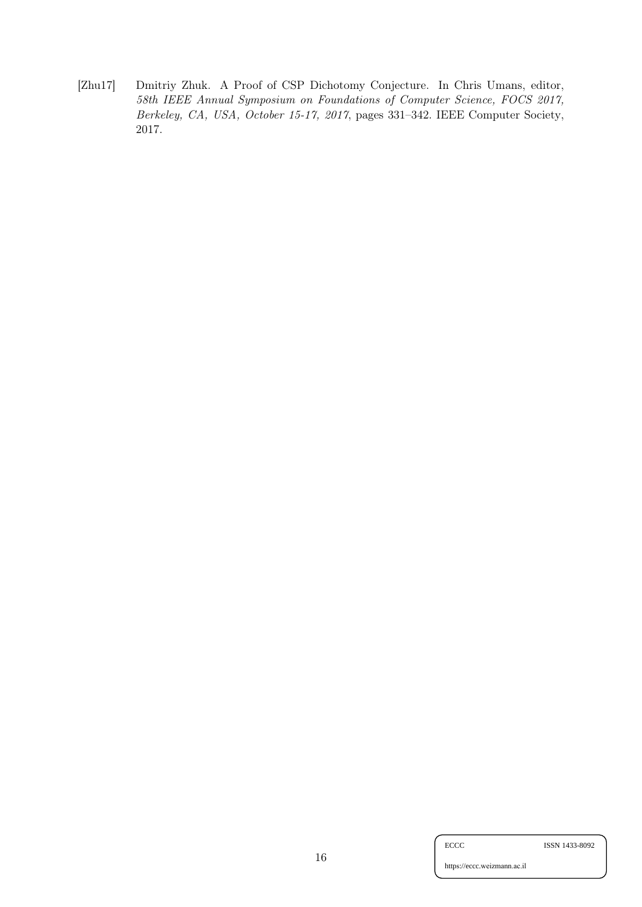[Zhu17] Dmitriy Zhuk. A Proof of CSP Dichotomy Conjecture. In Chris Umans, editor, *58th IEEE Annual Symposium on Foundations of Computer Science, FOCS 2017, Berkeley, CA, USA, October 15-17, 2017*, pages 331–342. IEEE Computer Society, 2017.

ECCC ISSN 1433-8092

https://eccc.weizmann.ac.il